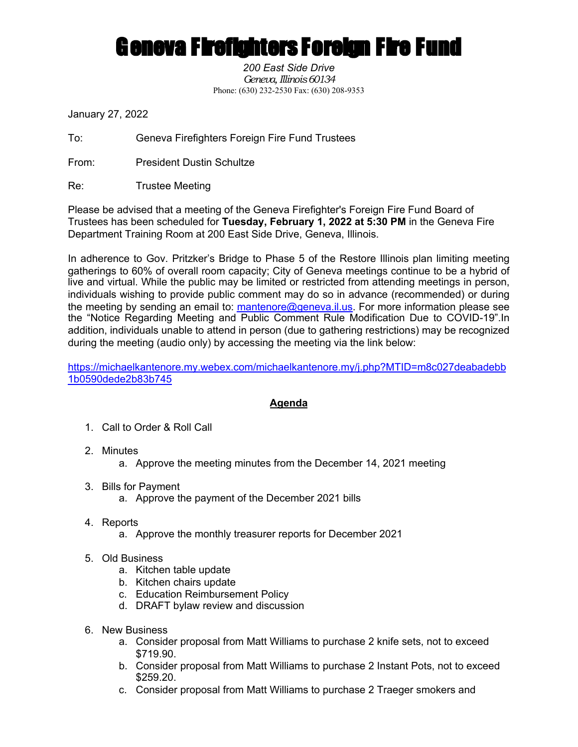# Geneva Firefighters Foreign Fire Fund

*200 East Side Drive*
*Geneva, Illinois 60134*
Phone: (630) 232-2530 Fax: (630) 208-9353

January 27, 2022

To: Geneva Firefighters Foreign Fire Fund Trustees

From: President Dustin Schultze

Re: Trustee Meeting

Please be advised that a meeting of the Geneva Firefighter's Foreign Fire Fund Board of Trustees has been scheduled for **Tuesday, February 1, 2022 at 5:30 PM** in the Geneva Fire Department Training Room at 200 East Side Drive, Geneva, Illinois.

In adherence to Gov. Pritzker's Bridge to Phase 5 of the Restore Illinois plan limiting meeting gatherings to 60% of overall room capacity; City of Geneva meetings continue to be a hybrid of live and virtual. While the public may be limited or restricted from attending meetings in person, individuals wishing to provide public comment may do so in advance (recommended) or during the meeting by sending an email to: mantenore@geneva.il.us. For more information please see the "Notice Regarding Meeting and Public Comment Rule Modification Due to COVID-19".In addition, individuals unable to attend in person (due to gathering restrictions) may be recognized during the meeting (audio only) by accessing the meeting via the link below:

https://michaelkantenore.my.webex.com/michaelkantenore.my/j.php?MTID=m8c027deabadebb1b0590dede2b83b745

## Agenda

1. Call to Order & Roll Call

2. Minutes
   a. Approve the meeting minutes from the December 14, 2021 meeting

3. Bills for Payment
   a. Approve the payment of the December 2021 bills

4. Reports
   a. Approve the monthly treasurer reports for December 2021

5. Old Business
   a. Kitchen table update
   b. Kitchen chairs update
   c. Education Reimbursement Policy
   d. DRAFT bylaw review and discussion

6. New Business
   a. Consider proposal from Matt Williams to purchase 2 knife sets, not to exceed $719.90.
   b. Consider proposal from Matt Williams to purchase 2 Instant Pots, not to exceed $259.20.
   c. Consider proposal from Matt Williams to purchase 2 Traeger smokers and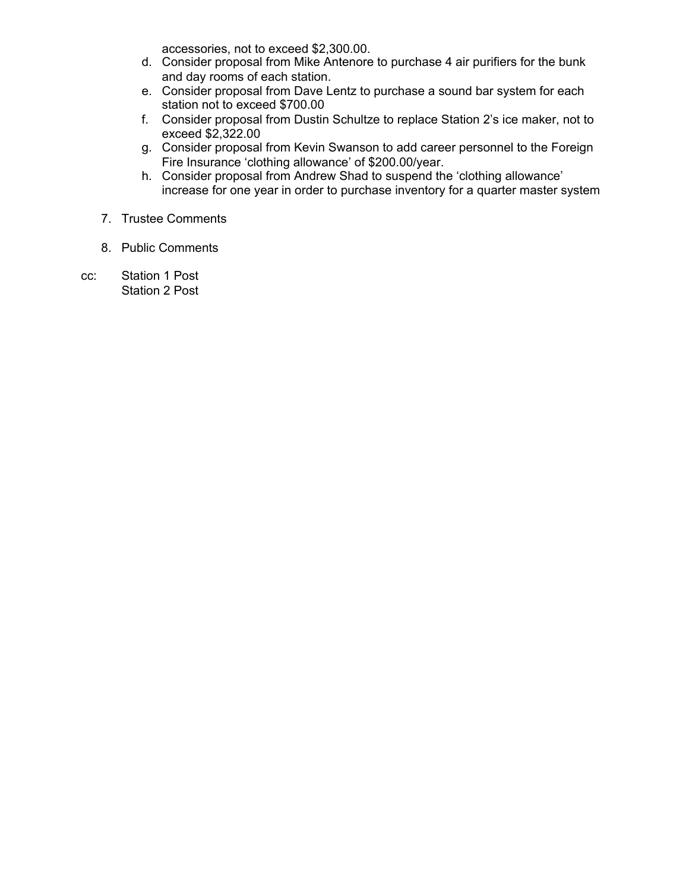accessories, not to exceed $2,300.00.

   d. Consider proposal from Mike Antenore to purchase 4 air purifiers for the bunk and day rooms of each station.
   e. Consider proposal from Dave Lentz to purchase a sound bar system for each station not to exceed $700.00
   f. Consider proposal from Dustin Schultze to replace Station 2's ice maker, not to exceed $2,322.00
   g. Consider proposal from Kevin Swanson to add career personnel to the Foreign Fire Insurance 'clothing allowance' of $200.00/year.
   h. Consider proposal from Andrew Shad to suspend the 'clothing allowance' increase for one year in order to purchase inventory for a quarter master system

7. Trustee Comments

8. Public Comments

cc: Station 1 Post
    Station 2 Post